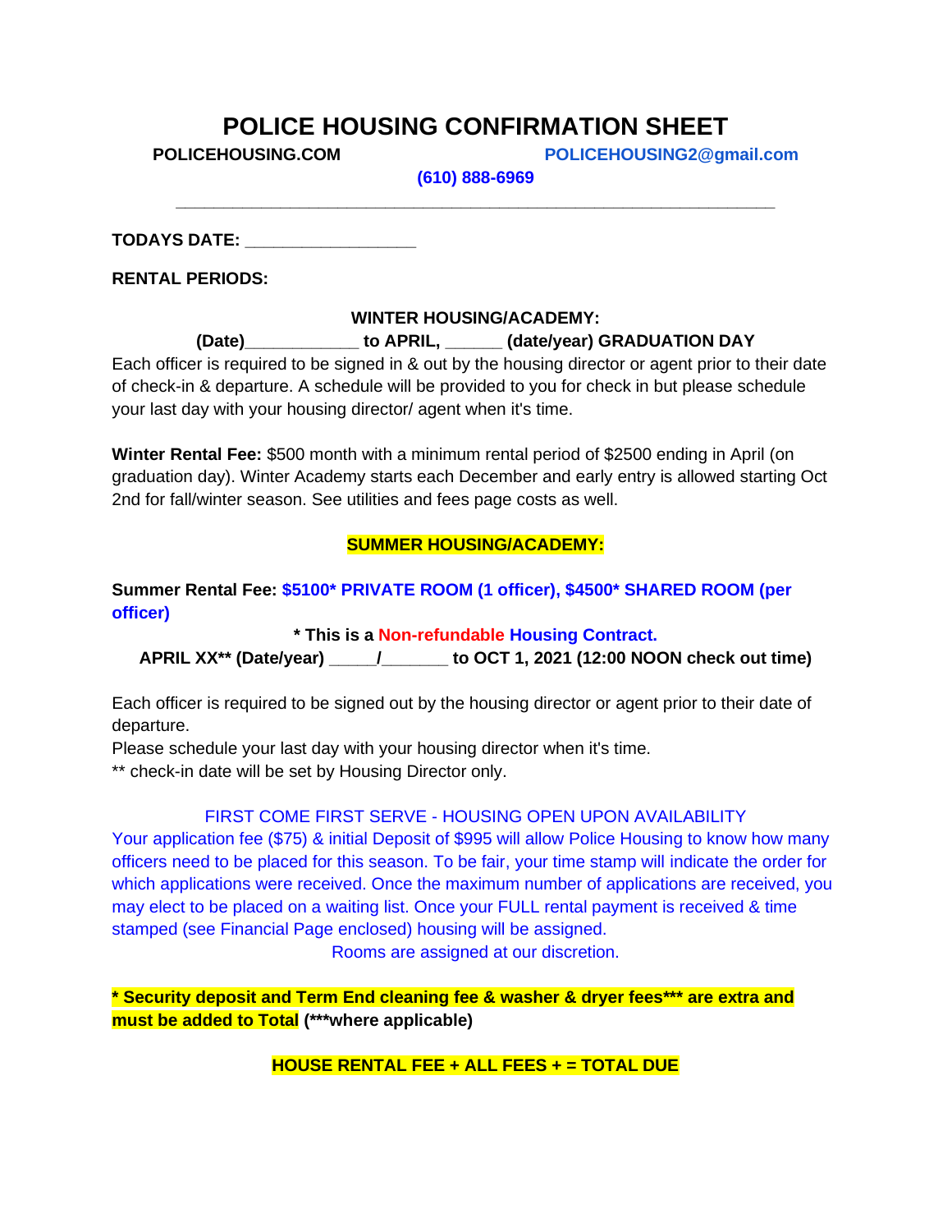# POLICE HOUSING CONFIRMATION SHEET

**POLICEHOUSING.COM** **POLICEHOUSING2@gmail.com**

**(610) 888-6969**

---

**TODAYS DATE: _________________**

**RENTAL PERIODS:**

**WINTER HOUSING/ACADEMY:**

**(Date)____________ to APRIL, ______ (date/year) GRADUATION DAY**

Each officer is required to be signed in & out by the housing director or agent prior to their date of check-in & departure. A schedule will be provided to you for check in but please schedule your last day with your housing director/ agent when it's time.

**Winter Rental Fee:** $500 month with a minimum rental period of $2500 ending in April (on graduation day). Winter Academy starts each December and early entry is allowed starting Oct 2nd for fall/winter season. See utilities and fees page costs as well.

**SUMMER HOUSING/ACADEMY:**

**Summer Rental Fee: $5100* PRIVATE ROOM (1 officer), $4500* SHARED ROOM (per officer)**

**\* This is a Non-refundable Housing Contract.**

**APRIL XX** (Date/year) _____/_______ to OCT 1, 2021 (12:00 NOON check out time)**

Each officer is required to be signed out by the housing director or agent prior to their date of departure.
Please schedule your last day with your housing director when it's time.
** check-in date will be set by Housing Director only.

FIRST COME FIRST SERVE - HOUSING OPEN UPON AVAILABILITY

Your application fee ($75) & initial Deposit of $995 will allow Police Housing to know how many officers need to be placed for this season. To be fair, your time stamp will indicate the order for which applications were received. Once the maximum number of applications are received, you may elect to be placed on a waiting list. Once your FULL rental payment is received & time stamped (see Financial Page enclosed) housing will be assigned.

Rooms are assigned at our discretion.

**\* Security deposit and Term End cleaning fee & washer & dryer fees*** are extra and must be added to Total (***where applicable)**

**HOUSE RENTAL FEE + ALL FEES + = TOTAL DUE**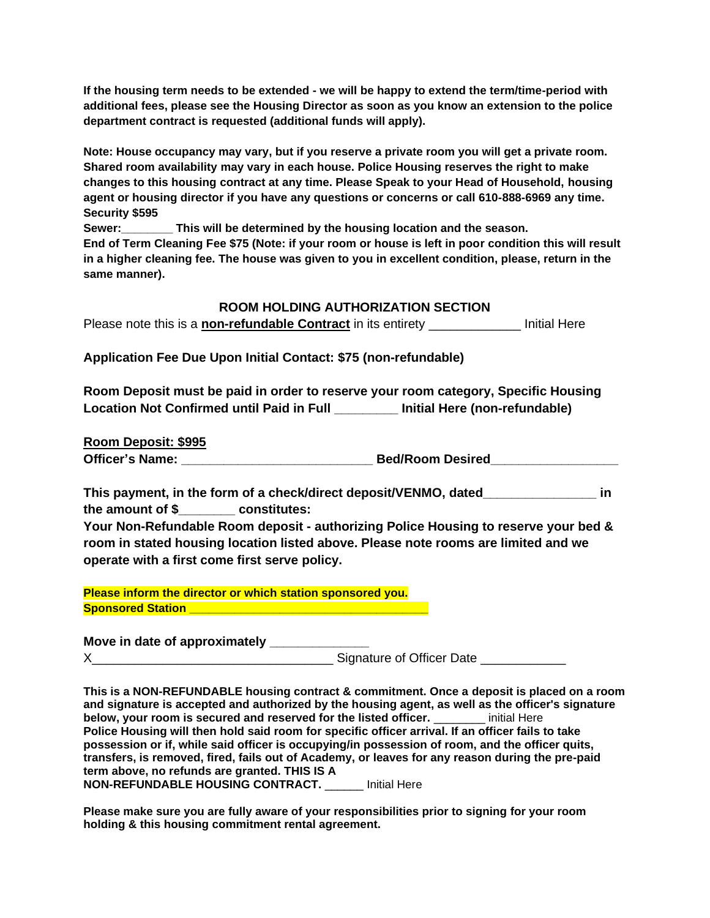**If the housing term needs to be extended - we will be happy to extend the term/time-period with additional fees, please see the Housing Director as soon as you know an extension to the police department contract is requested (additional funds will apply).**

**Note: House occupancy may vary, but if you reserve a private room you will get a private room. Shared room availability may vary in each house. Police Housing reserves the right to make changes to this housing contract at any time. Please Speak to your Head of Household, housing agent or housing director if you have any questions or concerns or call 610-888-6969 any time.**
**Security $595**
**Sewer:________ This will be determined by the housing location and the season.**
**End of Term Cleaning Fee $75 (Note: if your room or house is left in poor condition this will result in a higher cleaning fee. The house was given to you in excellent condition, please, return in the same manner).**

## ROOM HOLDING AUTHORIZATION SECTION

Please note this is a **non-refundable Contract** in its entirety _____________ Initial Here

**Application Fee Due Upon Initial Contact: $75 (non-refundable)**

**Room Deposit must be paid in order to reserve your room category, Specific Housing Location Not Confirmed until Paid in Full _________ Initial Here (non-refundable)**

**Room Deposit: $995**
**Officer's Name: ___________________________ Bed/Room Desired__________________**

**This payment, in the form of a check/direct deposit/VENMO, dated________________ in the amount of $________ constitutes:**
**Your Non-Refundable Room deposit - authorizing Police Housing to reserve your bed & room in stated housing location listed above. Please note rooms are limited and we operate with a first come first serve policy.**

**Please inform the director or which station sponsored you.**
**Sponsored Station ___________________________________**

**Move in date of approximately ______________**
X__________________________________ Signature of Officer Date ____________

**This is a NON-REFUNDABLE housing contract & commitment. Once a deposit is placed on a room and signature is accepted and authorized by the housing agent, as well as the officer's signature below, your room is secured and reserved for the listed officer.** ________ initial Here
**Police Housing will then hold said room for specific officer arrival. If an officer fails to take possession or if, while said officer is occupying/in possession of room, and the officer quits, transfers, is removed, fired, fails out of Academy, or leaves for any reason during the pre-paid term above, no refunds are granted. THIS IS A NON-REFUNDABLE HOUSING CONTRACT.** ______ Initial Here

**Please make sure you are fully aware of your responsibilities prior to signing for your room holding & this housing commitment rental agreement.**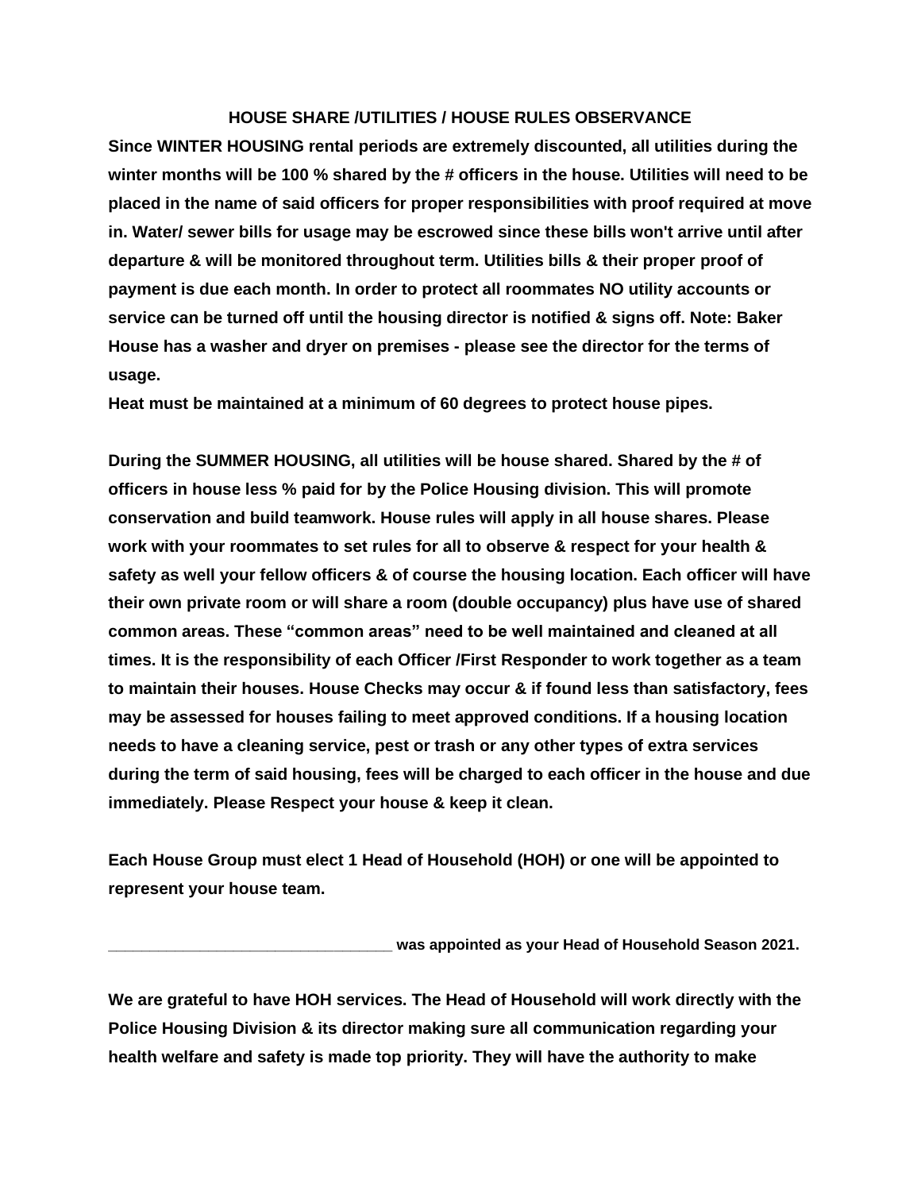## HOUSE SHARE /UTILITIES / HOUSE RULES OBSERVANCE

**Since WINTER HOUSING rental periods are extremely discounted, all utilities during the winter months will be 100 % shared by the # officers in the house. Utilities will need to be placed in the name of said officers for proper responsibilities with proof required at move in. Water/ sewer bills for usage may be escrowed since these bills won't arrive until after departure & will be monitored throughout term. Utilities bills & their proper proof of payment is due each month. In order to protect all roommates NO utility accounts or service can be turned off until the housing director is notified & signs off. Note: Baker House has a washer and dryer on premises - please see the director for the terms of usage.**

**Heat must be maintained at a minimum of 60 degrees to protect house pipes.**

**During the SUMMER HOUSING, all utilities will be house shared. Shared by the # of officers in house less % paid for by the Police Housing division. This will promote conservation and build teamwork. House rules will apply in all house shares. Please work with your roommates to set rules for all to observe & respect for your health & safety as well your fellow officers & of course the housing location. Each officer will have their own private room or will share a room (double occupancy) plus have use of shared common areas. These "common areas" need to be well maintained and cleaned at all times. It is the responsibility of each Officer /First Responder to work together as a team to maintain their houses. House Checks may occur & if found less than satisfactory, fees may be assessed for houses failing to meet approved conditions. If a housing location needs to have a cleaning service, pest or trash or any other types of extra services during the term of said housing, fees will be charged to each officer in the house and due immediately. Please Respect your house & keep it clean.**

**Each House Group must elect 1 Head of Household (HOH) or one will be appointed to represent your house team.**

**__________________________________ was appointed as your Head of Household Season 2021.**

**We are grateful to have HOH services. The Head of Household will work directly with the Police Housing Division & its director making sure all communication regarding your health welfare and safety is made top priority. They will have the authority to make**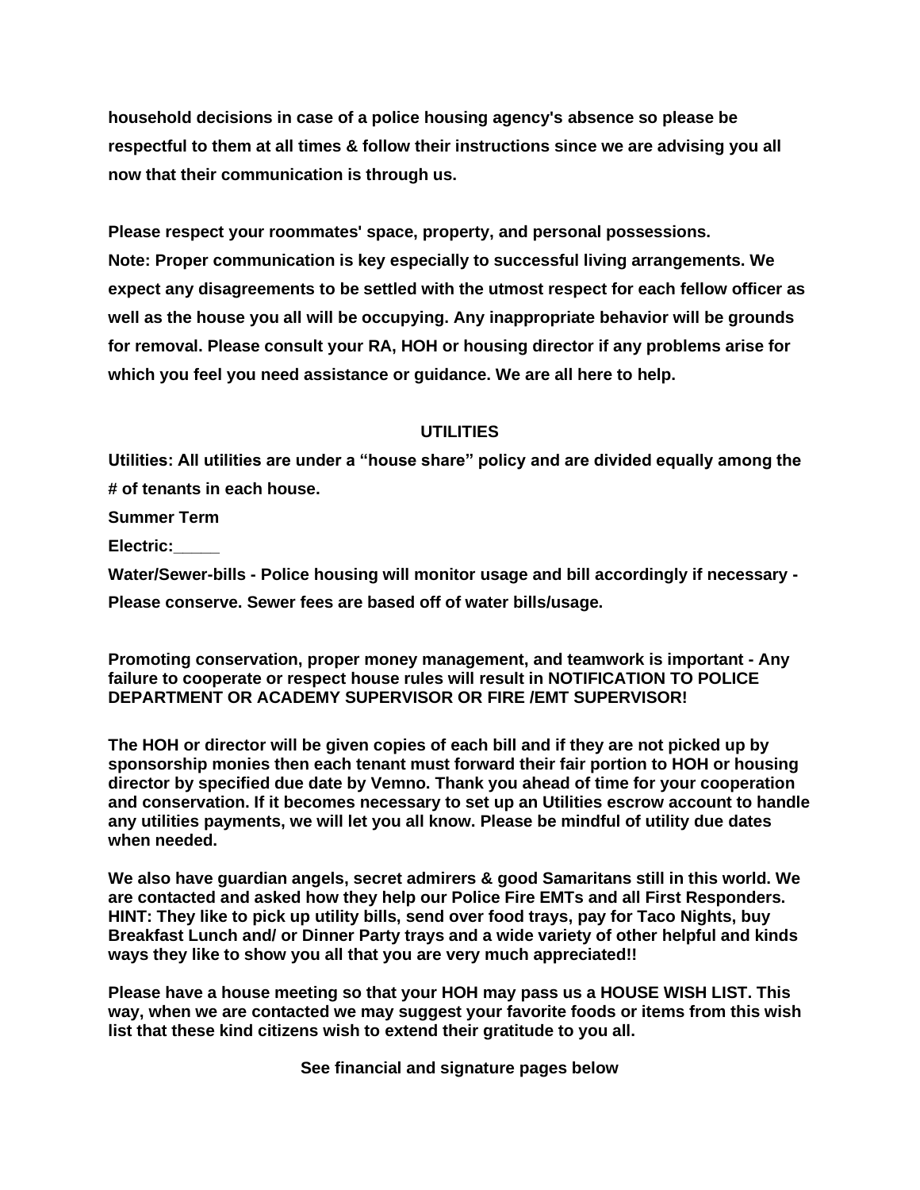**household decisions in case of a police housing agency's absence so please be respectful to them at all times & follow their instructions since we are advising you all now that their communication is through us.**

**Please respect your roommates' space, property, and personal possessions.**
**Note: Proper communication is key especially to successful living arrangements. We expect any disagreements to be settled with the utmost respect for each fellow officer as well as the house you all will be occupying. Any inappropriate behavior will be grounds for removal. Please consult your RA, HOH or housing director if any problems arise for which you feel you need assistance or guidance. We are all here to help.**

## UTILITIES

**Utilities: All utilities are under a "house share" policy and are divided equally among the # of tenants in each house.**

**Summer Term**

**Electric:_____**

**Water/Sewer-bills - Police housing will monitor usage and bill accordingly if necessary - Please conserve. Sewer fees are based off of water bills/usage.**

**Promoting conservation, proper money management, and teamwork is important - Any failure to cooperate or respect house rules will result in NOTIFICATION TO POLICE DEPARTMENT OR ACADEMY SUPERVISOR OR FIRE /EMT SUPERVISOR!**

**The HOH or director will be given copies of each bill and if they are not picked up by sponsorship monies then each tenant must forward their fair portion to HOH or housing director by specified due date by Vemno. Thank you ahead of time for your cooperation and conservation. If it becomes necessary to set up an Utilities escrow account to handle any utilities payments, we will let you all know. Please be mindful of utility due dates when needed.**

**We also have guardian angels, secret admirers & good Samaritans still in this world. We are contacted and asked how they help our Police Fire EMTs and all First Responders. HINT: They like to pick up utility bills, send over food trays, pay for Taco Nights, buy Breakfast Lunch and/ or Dinner Party trays and a wide variety of other helpful and kinds ways they like to show you all that you are very much appreciated!!**

**Please have a house meeting so that your HOH may pass us a HOUSE WISH LIST. This way, when we are contacted we may suggest your favorite foods or items from this wish list that these kind citizens wish to extend their gratitude to you all.**

**See financial and signature pages below**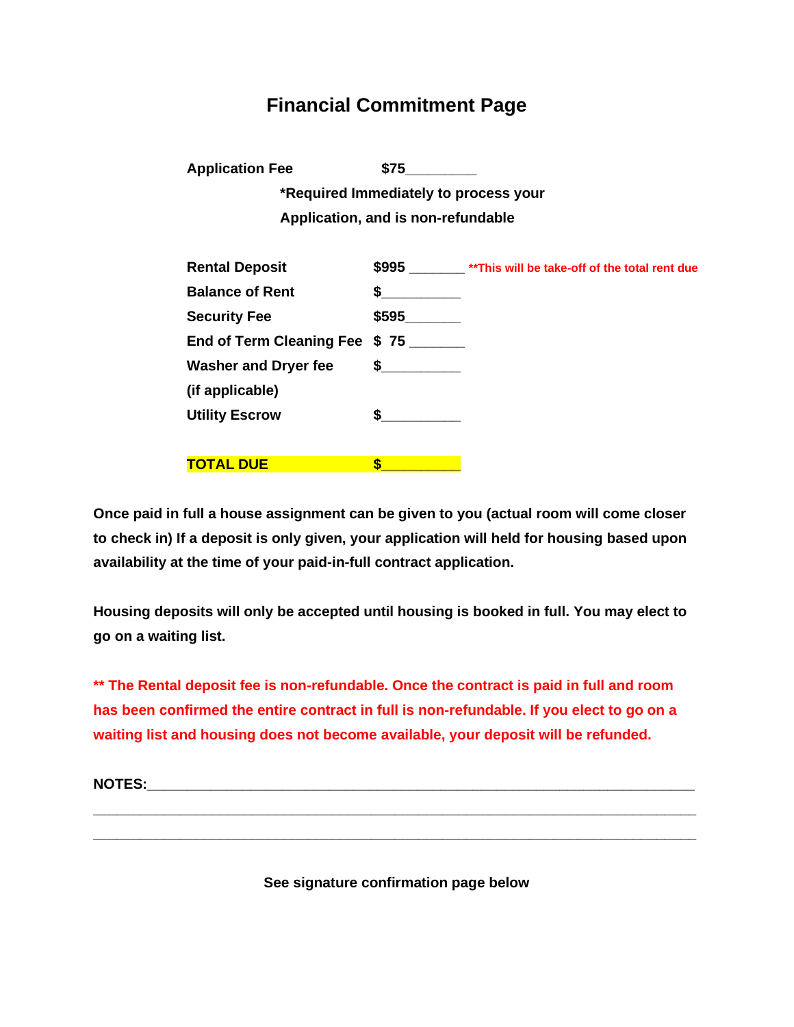# Financial Commitment Page

**Application Fee** **$75\_\_\_\_\_\_\_\_\_**

**\*Required Immediately to process your Application, and is non-refundable**

| | | |
|---|---|---|
| **Rental Deposit** | **$995 \_\_\_\_\_\_\_** | **\*\*This will be take-off of the total rent due** |
| **Balance of Rent** | **$\_\_\_\_\_\_\_\_\_\_** | |
| **Security Fee** | **$595\_\_\_\_\_\_\_** | |
| **End of Term Cleaning Fee** | **$ 75 \_\_\_\_\_\_\_** | |
| **Washer and Dryer fee (if applicable)** | **$\_\_\_\_\_\_\_\_\_\_** | |
| **Utility Escrow** | **$\_\_\_\_\_\_\_\_\_\_** | |
| **TOTAL DUE** | **$\_\_\_\_\_\_\_\_\_\_** | |

**Once paid in full a house assignment can be given to you (actual room will come closer to check in) If a deposit is only given, your application will held for housing based upon availability at the time of your paid-in-full contract application.**

**Housing deposits will only be accepted until housing is booked in full. You may elect to go on a waiting list.**

**\*\* The Rental deposit fee is non-refundable. Once the contract is paid in full and room has been confirmed the entire contract in full is non-refundable. If you elect to go on a waiting list and housing does not become available, your deposit will be refunded.**

**NOTES:**\_\_\_\_\_\_\_\_\_\_\_\_\_\_\_\_\_\_\_\_\_\_\_\_\_\_\_\_\_\_\_\_\_\_\_\_\_\_\_\_\_\_\_\_\_\_\_\_\_\_\_\_\_\_\_\_\_\_\_\_\_\_\_\_\_\_\_\_

\_\_\_\_\_\_\_\_\_\_\_\_\_\_\_\_\_\_\_\_\_\_\_\_\_\_\_\_\_\_\_\_\_\_\_\_\_\_\_\_\_\_\_\_\_\_\_\_\_\_\_\_\_\_\_\_\_\_\_\_\_\_\_\_\_\_\_\_\_\_\_\_\_\_\_\_

\_\_\_\_\_\_\_\_\_\_\_\_\_\_\_\_\_\_\_\_\_\_\_\_\_\_\_\_\_\_\_\_\_\_\_\_\_\_\_\_\_\_\_\_\_\_\_\_\_\_\_\_\_\_\_\_\_\_\_\_\_\_\_\_\_\_\_\_\_\_\_\_\_\_\_\_

**See signature confirmation page below**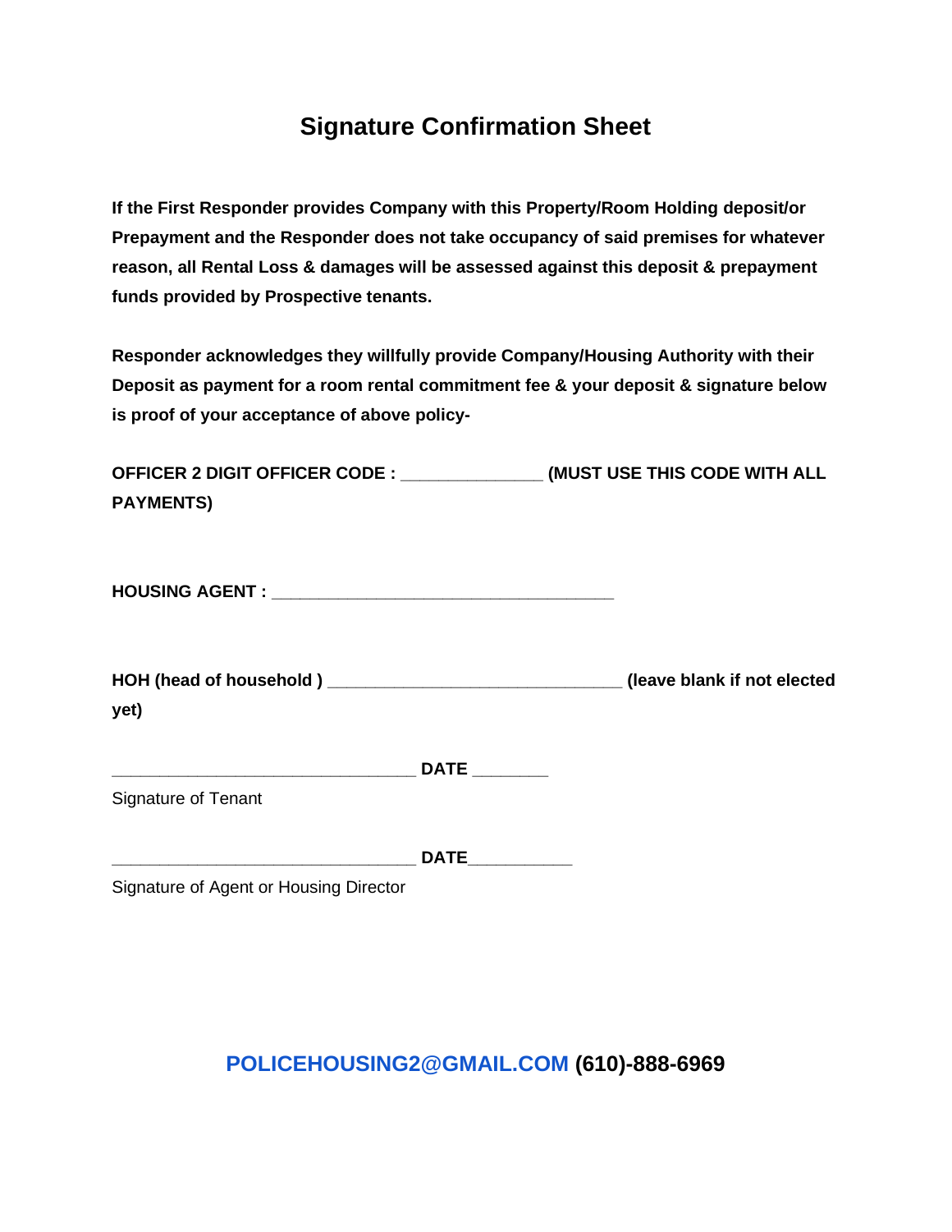# Signature Confirmation Sheet

**If the First Responder provides Company with this Property/Room Holding deposit/or Prepayment and the Responder does not take occupancy of said premises for whatever reason, all Rental Loss & damages will be assessed against this deposit & prepayment funds provided by Prospective tenants.**

**Responder acknowledges they willfully provide Company/Housing Authority with their Deposit as payment for a room rental commitment fee & your deposit & signature below is proof of your acceptance of above policy-**

**OFFICER 2 DIGIT OFFICER CODE : ______________ (MUST USE THIS CODE WITH ALL PAYMENTS)**

**HOUSING AGENT : ___________________________________**

**HOH (head of household ) ______________________________ (leave blank if not elected yet)**

_______________________________ **DATE** _______
Signature of Tenant

_______________________________ **DATE**__________
Signature of Agent or Housing Director

**POLICEHOUSING2@GMAIL.COM (610)-888-6969**